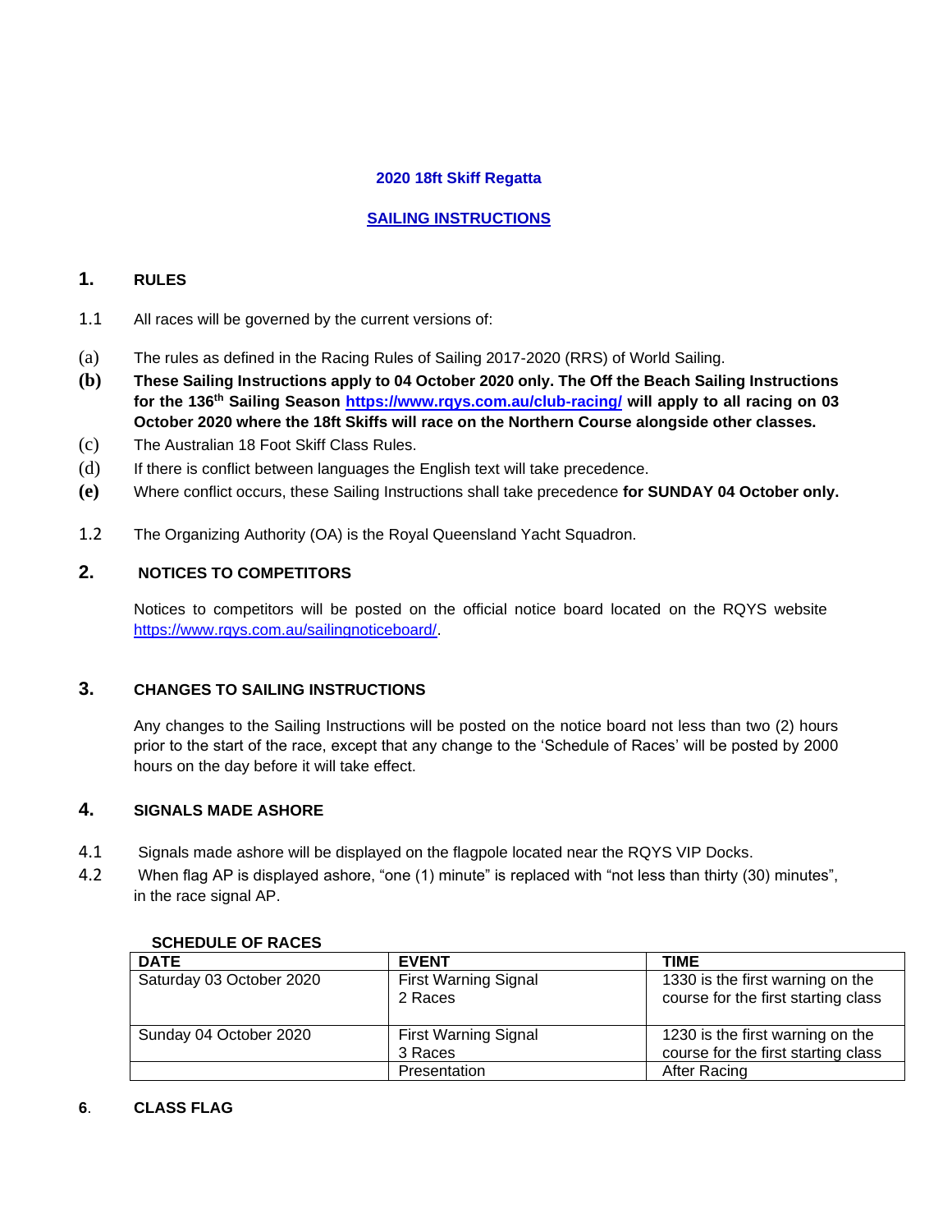# 2020 18ft Skiff Regatta

## SAILING INSTRUCTIONS

## 1. RULES

1.1 All races will be governed by the current versions of:

(a) The rules as defined in the Racing Rules of Sailing 2017-2020 (RRS) of World Sailing.

**(b) These Sailing Instructions apply to 04 October 2020 only. The Off the Beach Sailing Instructions for the 136th Sailing Season [https://www.rqys.com.au/club-racing/](https://www.rqys.com.au/club-racing/) will apply to all racing on 03 October 2020 where the 18ft Skiffs will race on the Northern Course alongside other classes.**

(c) The Australian 18 Foot Skiff Class Rules.

(d) If there is conflict between languages the English text will take precedence.

**(e)** Where conflict occurs, these Sailing Instructions shall take precedence **for SUNDAY 04 October only.**

1.2 The Organizing Authority (OA) is the Royal Queensland Yacht Squadron.

## 2. NOTICES TO COMPETITORS

Notices to competitors will be posted on the official notice board located on the RQYS website [https://www.rqys.com.au/sailingnoticeboard/](https://www.rqys.com.au/sailingnoticeboard/).

## 3. CHANGES TO SAILING INSTRUCTIONS

Any changes to the Sailing Instructions will be posted on the notice board not less than two (2) hours prior to the start of the race, except that any change to the 'Schedule of Races' will be posted by 2000 hours on the day before it will take effect.

## 4. SIGNALS MADE ASHORE

4.1 Signals made ashore will be displayed on the flagpole located near the RQYS VIP Docks.

4.2 When flag AP is displayed ashore, "one (1) minute" is replaced with "not less than thirty (30) minutes", in the race signal AP.

**SCHEDULE OF RACES**

| DATE | EVENT | TIME |
|---|---|---|
| Saturday 03 October 2020 | First Warning Signal<br>2 Races | 1330 is the first warning on the course for the first starting class |
| Sunday 04 October 2020 | First Warning Signal<br>3 Races | 1230 is the first warning on the course for the first starting class |
| | Presentation | After Racing |

## 6. CLASS FLAG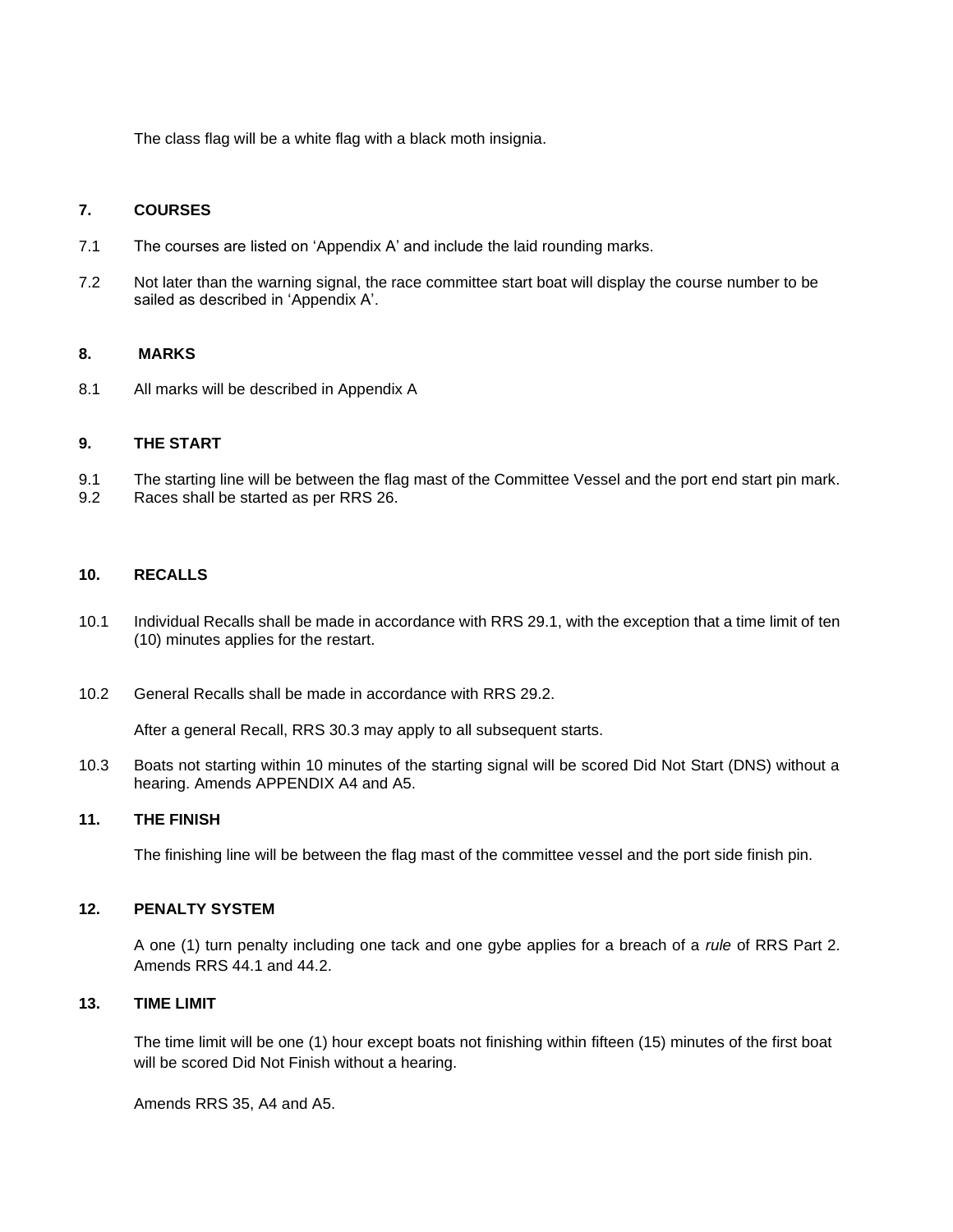The class flag will be a white flag with a black moth insignia.

## 7. COURSES

7.1 The courses are listed on 'Appendix A' and include the laid rounding marks.

7.2 Not later than the warning signal, the race committee start boat will display the course number to be sailed as described in 'Appendix A'.

## 8. MARKS

8.1 All marks will be described in Appendix A

## 9. THE START

9.1 The starting line will be between the flag mast of the Committee Vessel and the port end start pin mark.
9.2 Races shall be started as per RRS 26.

## 10. RECALLS

10.1 Individual Recalls shall be made in accordance with RRS 29.1, with the exception that a time limit of ten (10) minutes applies for the restart.

10.2 General Recalls shall be made in accordance with RRS 29.2.

After a general Recall, RRS 30.3 may apply to all subsequent starts.

10.3 Boats not starting within 10 minutes of the starting signal will be scored Did Not Start (DNS) without a hearing. Amends APPENDIX A4 and A5.

## 11. THE FINISH

The finishing line will be between the flag mast of the committee vessel and the port side finish pin.

## 12. PENALTY SYSTEM

A one (1) turn penalty including one tack and one gybe applies for a breach of a *rule* of RRS Part 2. Amends RRS 44.1 and 44.2.

## 13. TIME LIMIT

The time limit will be one (1) hour except boats not finishing within fifteen (15) minutes of the first boat will be scored Did Not Finish without a hearing.

Amends RRS 35, A4 and A5.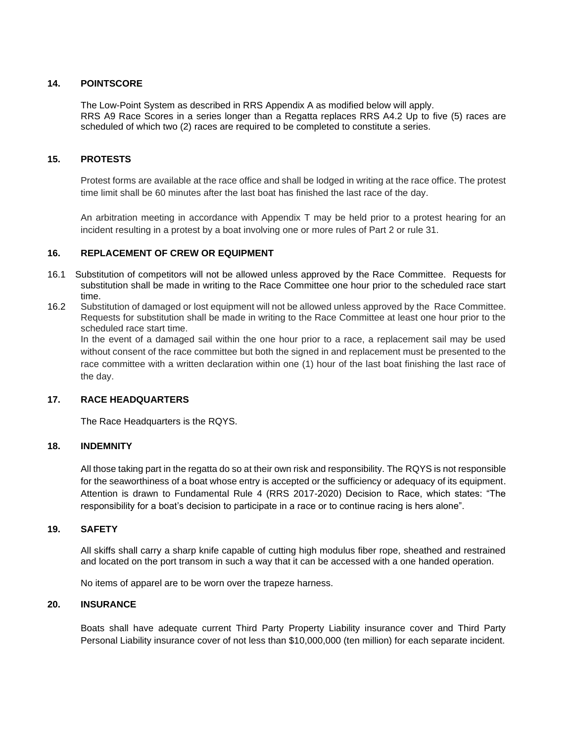## 14. POINTSCORE

The Low-Point System as described in RRS Appendix A as modified below will apply.
RRS A9 Race Scores in a series longer than a Regatta replaces RRS A4.2 Up to five (5) races are scheduled of which two (2) races are required to be completed to constitute a series.

## 15. PROTESTS

Protest forms are available at the race office and shall be lodged in writing at the race office. The protest time limit shall be 60 minutes after the last boat has finished the last race of the day.

An arbitration meeting in accordance with Appendix T may be held prior to a protest hearing for an incident resulting in a protest by a boat involving one or more rules of Part 2 or rule 31.

## 16. REPLACEMENT OF CREW OR EQUIPMENT

16.1 Substitution of competitors will not be allowed unless approved by the Race Committee. Requests for substitution shall be made in writing to the Race Committee one hour prior to the scheduled race start time.

16.2 Substitution of damaged or lost equipment will not be allowed unless approved by the Race Committee. Requests for substitution shall be made in writing to the Race Committee at least one hour prior to the scheduled race start time.
In the event of a damaged sail within the one hour prior to a race, a replacement sail may be used without consent of the race committee but both the signed in and replacement must be presented to the race committee with a written declaration within one (1) hour of the last boat finishing the last race of the day.

## 17. RACE HEADQUARTERS

The Race Headquarters is the RQYS.

## 18. INDEMNITY

All those taking part in the regatta do so at their own risk and responsibility. The RQYS is not responsible for the seaworthiness of a boat whose entry is accepted or the sufficiency or adequacy of its equipment. Attention is drawn to Fundamental Rule 4 (RRS 2017-2020) Decision to Race, which states: "The responsibility for a boat's decision to participate in a race or to continue racing is hers alone".

## 19. SAFETY

All skiffs shall carry a sharp knife capable of cutting high modulus fiber rope, sheathed and restrained and located on the port transom in such a way that it can be accessed with a one handed operation.

No items of apparel are to be worn over the trapeze harness.

## 20. INSURANCE

Boats shall have adequate current Third Party Property Liability insurance cover and Third Party Personal Liability insurance cover of not less than $10,000,000 (ten million) for each separate incident.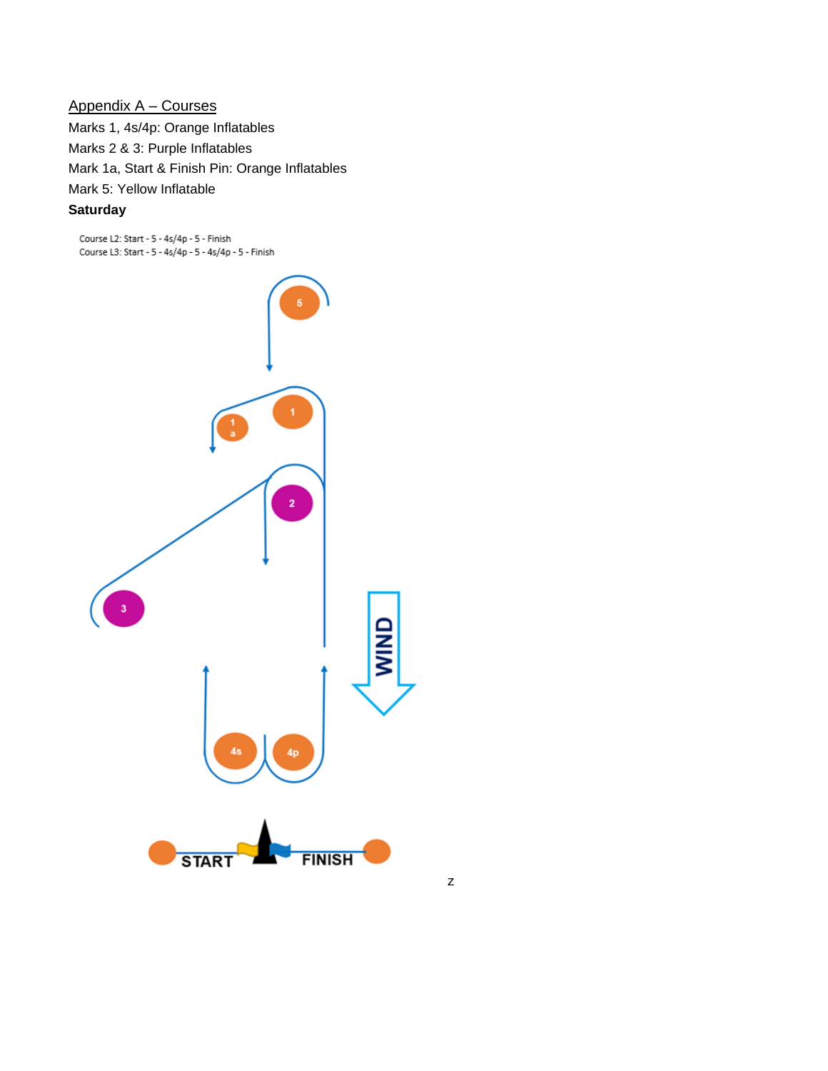## Appendix A – Courses

Marks 1, 4s/4p: Orange Inflatables
Marks 2 & 3: Purple Inflatables
Mark 1a, Start & Finish Pin: Orange Inflatables
Mark 5: Yellow Inflatable

**Saturday**

Course L2: Start - 5 - 4s/4p - 5 - Finish
Course L3: Start - 5 - 4s/4p - 5 - 4s/4p - 5 - Finish

5

1

1a

2

3

WIND

4s

4p

START

FINISH

z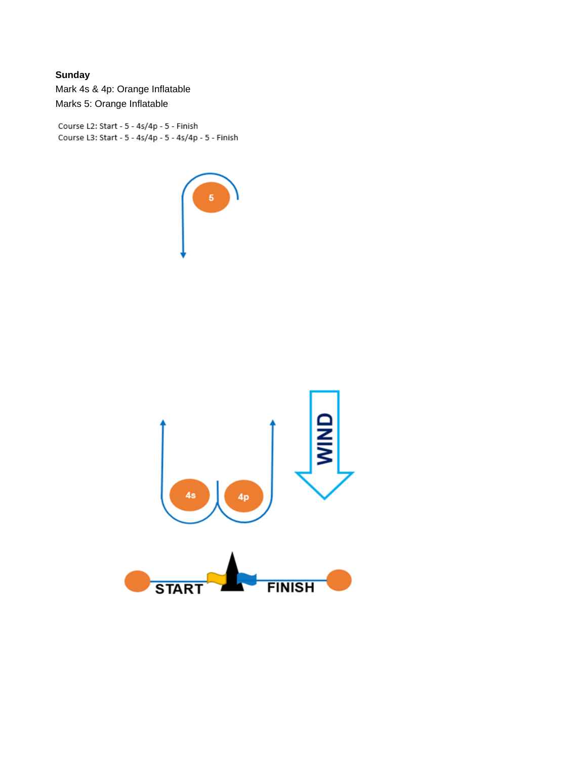**Sunday**

Mark 4s & 4p: Orange Inflatable

Marks 5: Orange Inflatable

Course L2: Start - 5 - 4s/4p - 5 - Finish

Course L3: Start - 5 - 4s/4p - 5 - 4s/4p - 5 - Finish

5

WIND

4s

4p

START

FINISH